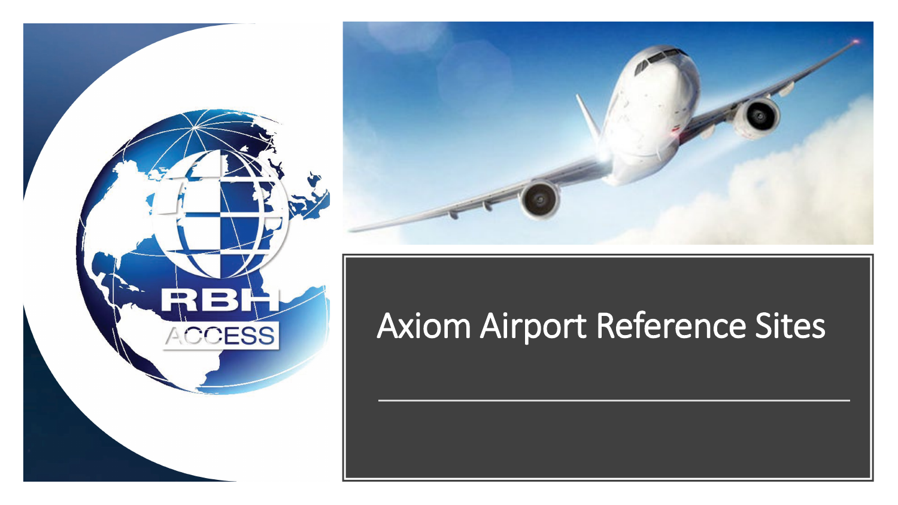# Axiom Airport Reference Sites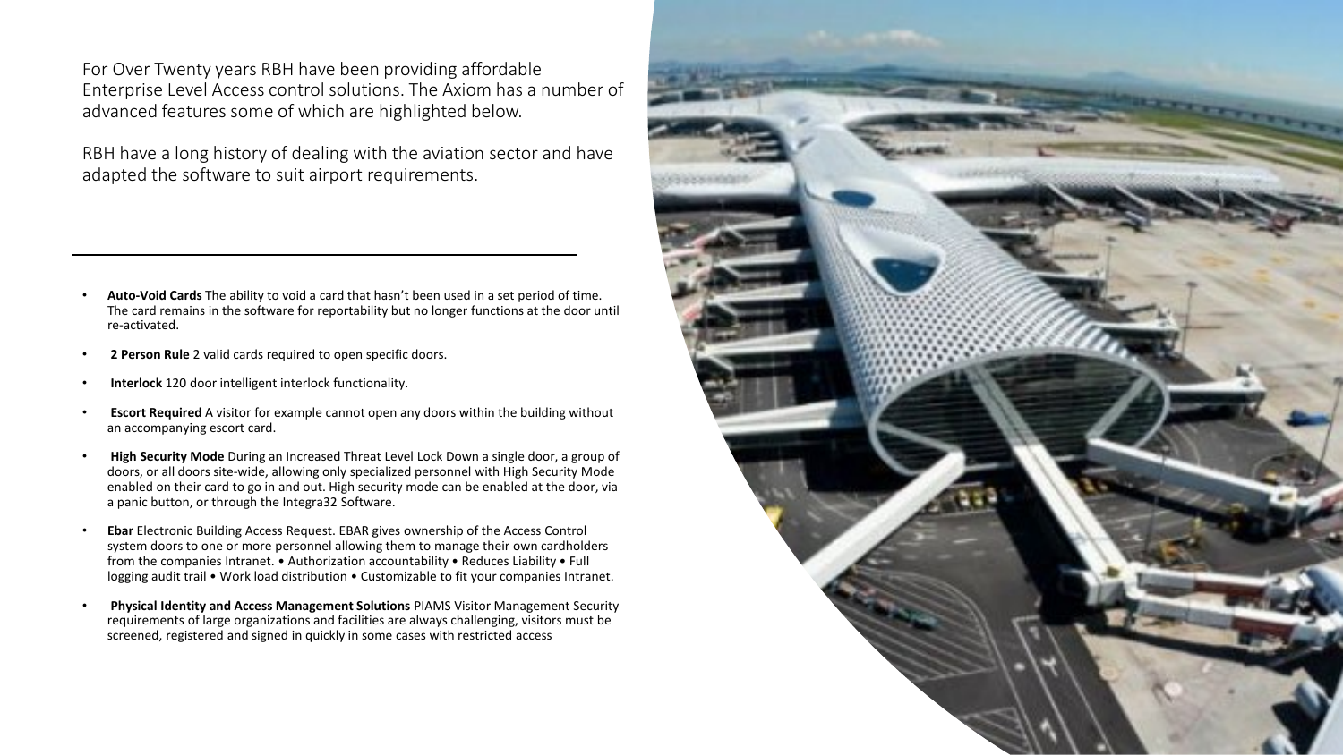For Over Twenty years RBH have been providing affordable Enterprise Level Access control solutions. The Axiom has a number of advanced features some of which are highlighted below.

RBH have a long history of dealing with the aviation sector and have adapted the software to suit airport requirements.

---

- **Auto-Void Cards** The ability to void a card that hasn't been used in a set period of time. The card remains in the software for reportability but no longer functions at the door until re-activated.
- **2 Person Rule** 2 valid cards required to open specific doors.
- **Interlock** 120 door intelligent interlock functionality.
- **Escort Required** A visitor for example cannot open any doors within the building without an accompanying escort card.
- **High Security Mode** During an Increased Threat Level Lock Down a single door, a group of doors, or all doors site-wide, allowing only specialized personnel with High Security Mode enabled on their card to go in and out. High security mode can be enabled at the door, via a panic button, or through the Integra32 Software.
- **Ebar** Electronic Building Access Request. EBAR gives ownership of the Access Control system doors to one or more personnel allowing them to manage their own cardholders from the companies Intranet. • Authorization accountability • Reduces Liability • Full logging audit trail • Work load distribution • Customizable to fit your companies Intranet.
- **Physical Identity and Access Management Solutions** PIAMS Visitor Management Security requirements of large organizations and facilities are always challenging, visitors must be screened, registered and signed in quickly in some cases with restricted access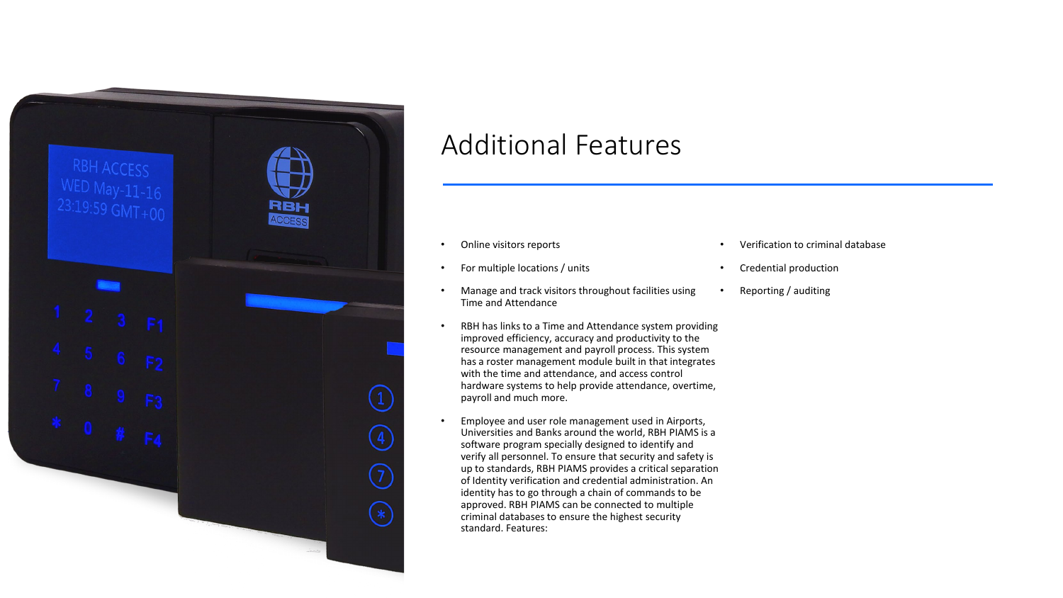# Additional Features

- Online visitors reports
- For multiple locations / units
- Manage and track visitors throughout facilities using Time and Attendance
- RBH has links to a Time and Attendance system providing improved efficiency, accuracy and productivity to the resource management and payroll process. This system has a roster management module built in that integrates with the time and attendance, and access control hardware systems to help provide attendance, overtime, payroll and much more.
- Employee and user role management used in Airports, Universities and Banks around the world, RBH PIAMS is a software program specially designed to identify and verify all personnel. To ensure that security and safety is up to standards, RBH PIAMS provides a critical separation of Identity verification and credential administration. An identity has to go through a chain of commands to be approved. RBH PIAMS can be connected to multiple criminal databases to ensure the highest security standard. Features:
- Verification to criminal database
- Credential production
- Reporting / auditing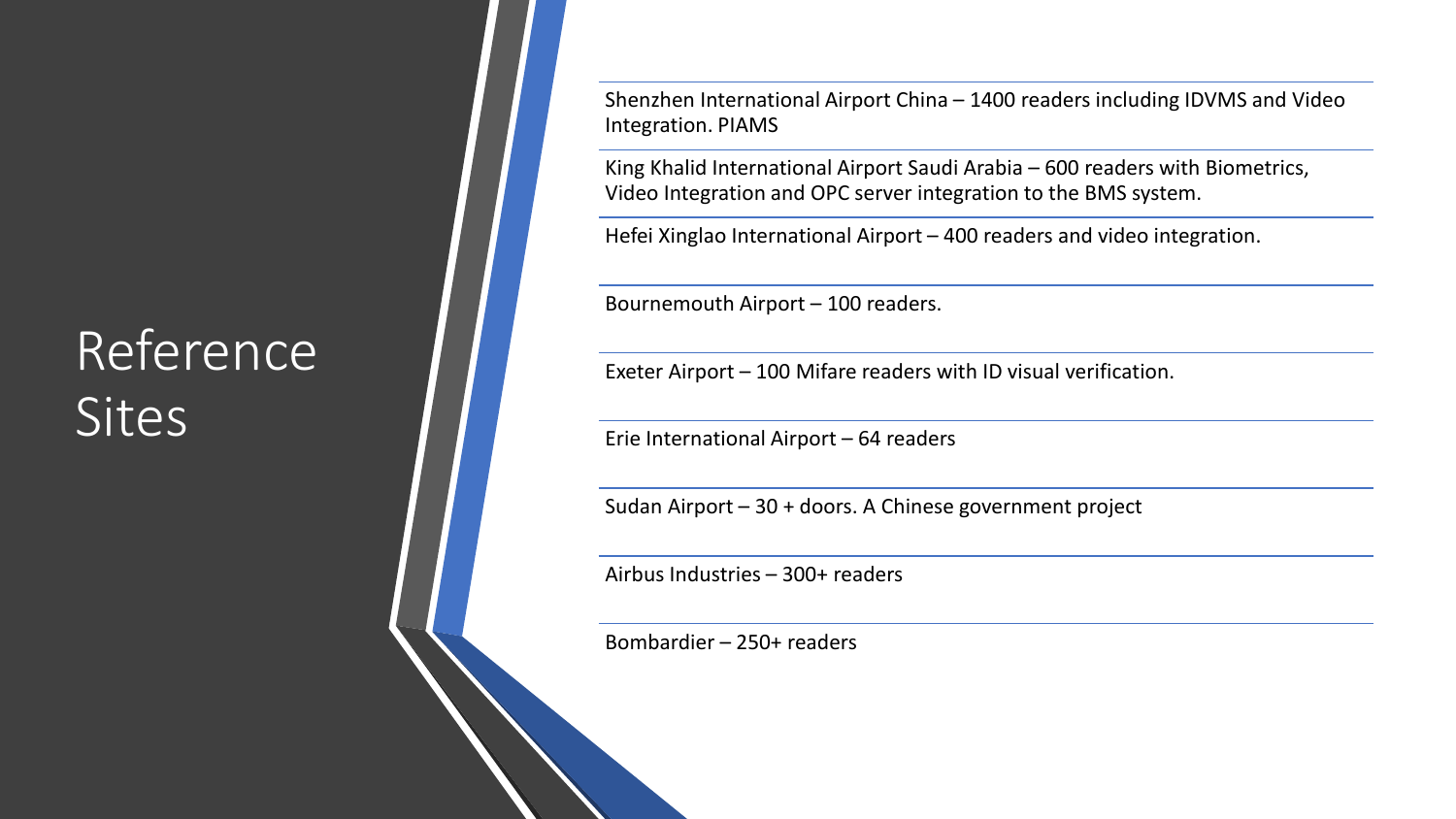# Reference Sites

- Shenzhen International Airport China – 1400 readers including IDVMS and Video Integration. PIAMS
- King Khalid International Airport Saudi Arabia – 600 readers with Biometrics, Video Integration and OPC server integration to the BMS system.
- Hefei Xinglao International Airport – 400 readers and video integration.
- Bournemouth Airport – 100 readers.
- Exeter Airport – 100 Mifare readers with ID visual verification.
- Erie International Airport – 64 readers
- Sudan Airport – 30 + doors. A Chinese government project
- Airbus Industries – 300+ readers
- Bombardier – 250+ readers